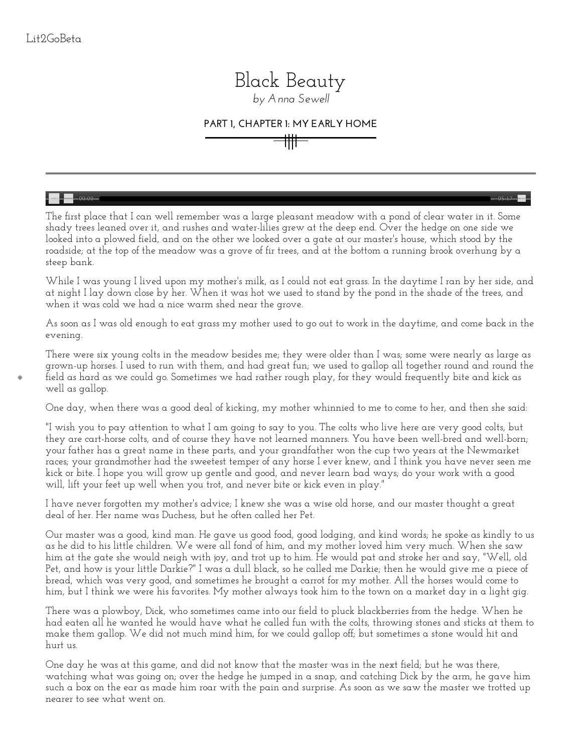# Black Beauty

*by Anna Sewell*

## PART 1, CHAPTER 1: MY EARLY HOME

The first place that I can well remember was a large pleasant meadow with a pond of clear water in it. Some shady trees leaned over it, and rushes and water-lilies grew at the deep end. Over the hedge on one side we looked into a plowed field, and on the other we looked over a gate at our master's house, which stood by the roadside; at the top of the meadow was a grove of fir trees, and at the bottom a running brook overhung by a steep bank.

While I was young I lived upon my mother's milk, as I could not eat grass. In the daytime I ran by her side, and at night I lay down close by her. When it was hot we used to stand by the pond in the shade of the trees, and when it was cold we had a nice warm shed near the grove.

As soon as I was old enough to eat grass my mother used to go out to work in the daytime, and come back in the evening.

There were six young colts in the meadow besides me; they were older than I was; some were nearly as large as grown-up horses. I used to run with them, and had great fun; we used to gallop all together round and round the field as hard as we could go. Sometimes we had rather rough play, for they would frequently bite and kick as well as gallop.

One day, when there was a good deal of kicking, my mother whinnied to me to come to her, and then she said:

"I wish you to pay attention to what I am going to say to you. The colts who live here are very good colts, but they are cart-horse colts, and of course they have not learned manners. You have been well-bred and well-born; your father has a great name in these parts, and your grandfather won the cup two years at the Newmarket races; your grandmother had the sweetest temper of any horse I ever knew, and I think you have never seen me kick or bite. I hope you will grow up gentle and good, and never learn bad ways; do your work with a good will, lift your feet up well when you trot, and never bite or kick even in play."

I have never forgotten my mother's advice; I knew she was a wise old horse, and our master thought a great deal of her. Her name was Duchess, but he often called her Pet.

Our master was a good, kind man. He gave us good food, good lodging, and kind words; he spoke as kindly to us as he did to his little children. We were all fond of him, and my mother loved him very much. When she saw him at the gate she would neigh with joy, and trot up to him. He would pat and stroke her and say, "Well, old Pet, and how is your little Darkie?" I was a dull black, so he called me Darkie; then he would give me a piece of bread, which was very good, and sometimes he brought a carrot for my mother. All the horses would come to him, but I think we were his favorites. My mother always took him to the town on a market day in a light gig.

There was a plowboy, Dick, who sometimes came into our field to pluck blackberries from the hedge. When he had eaten all he wanted he would have what he called fun with the colts, throwing stones and sticks at them to make them gallop. We did not much mind him, for we could gallop off; but sometimes a stone would hit and hurt us.

One day he was at this game, and did not know that the master was in the next field; but he was there, watching what was going on; over the hedge he jumped in a snap, and catching Dick by the arm, he gave him such a box on the ear as made him roar with the pain and surprise. As soon as we saw the master we trotted up nearer to see what went on.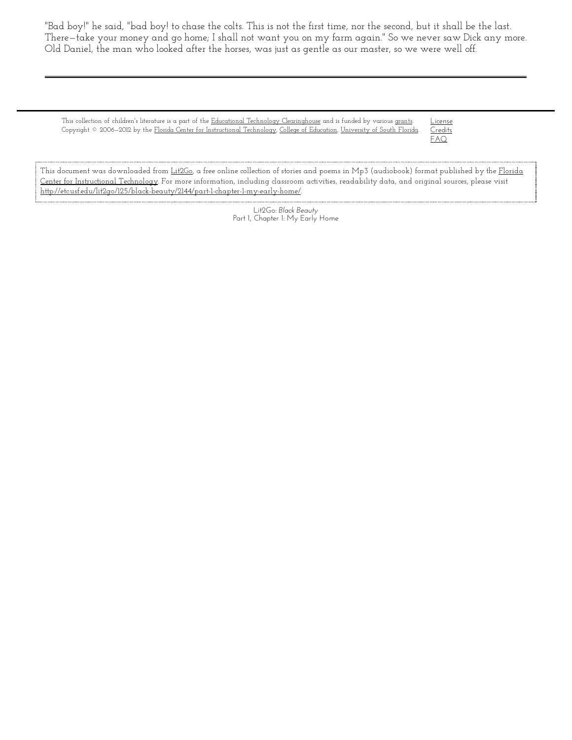"Bad boy!" he said, "bad boy! to chase the colts. This is not the first time, nor the second, but it shall be the last. There—take your money and go home; I shall not want you on my farm again." So we never saw Dick any more. Old Daniel, the man who looked after the horses, was just as gentle as our master, so we were well off.

---

This collection of children's literature is a part of the Educational Technology Clearinghouse and is funded by various grants.
Copyright © 2006–2012 by the Florida Center for Instructional Technology, College of Education, University of South Florida.

License
Credits
FAQ

This document was downloaded from Lit2Go, a free online collection of stories and poems in Mp3 (audiobook) format published by the Florida Center for Instructional Technology. For more information, including classroom activities, readability data, and original sources, please visit http://etc.usf.edu/lit2go/125/black-beauty/2144/part-1-chapter-1-my-early-home/.